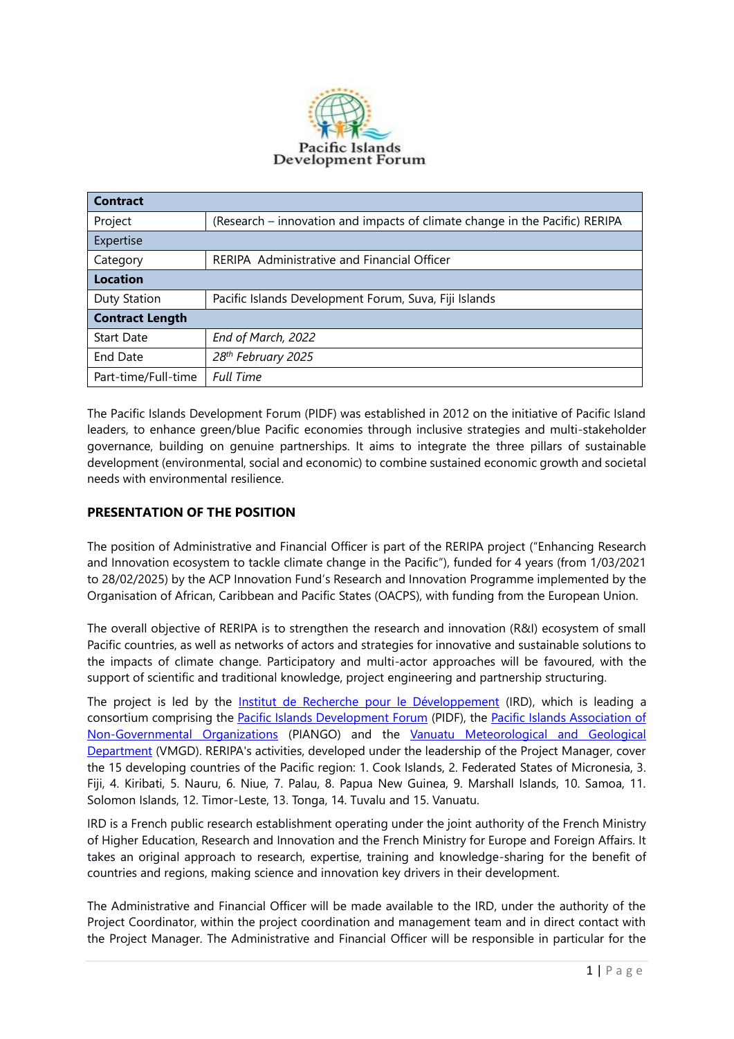Pacific Islands Development Forum

| Contract | |
|---|---|
| Project | (Research – innovation and impacts of climate change in the Pacific) RERIPA |
| Expertise | |
| Category | RERIPA Administrative and Financial Officer |
| **Location** | |
| Duty Station | Pacific Islands Development Forum, Suva, Fiji Islands |
| **Contract Length** | |
| Start Date | *End of March, 2022* |
| End Date | *28th February 2025* |
| Part-time/Full-time | *Full Time* |

The Pacific Islands Development Forum (PIDF) was established in 2012 on the initiative of Pacific Island leaders, to enhance green/blue Pacific economies through inclusive strategies and multi-stakeholder governance, building on genuine partnerships. It aims to integrate the three pillars of sustainable development (environmental, social and economic) to combine sustained economic growth and societal needs with environmental resilience.

## PRESENTATION OF THE POSITION

The position of Administrative and Financial Officer is part of the RERIPA project ("Enhancing Research and Innovation ecosystem to tackle climate change in the Pacific"), funded for 4 years (from 1/03/2021 to 28/02/2025) by the ACP Innovation Fund's Research and Innovation Programme implemented by the Organisation of African, Caribbean and Pacific States (OACPS), with funding from the European Union.

The overall objective of RERIPA is to strengthen the research and innovation (R&I) ecosystem of small Pacific countries, as well as networks of actors and strategies for innovative and sustainable solutions to the impacts of climate change. Participatory and multi-actor approaches will be favoured, with the support of scientific and traditional knowledge, project engineering and partnership structuring.

The project is led by the Institut de Recherche pour le Développement (IRD), which is leading a consortium comprising the Pacific Islands Development Forum (PIDF), the Pacific Islands Association of Non-Governmental Organizations (PIANGO) and the Vanuatu Meteorological and Geological Department (VMGD). RERIPA's activities, developed under the leadership of the Project Manager, cover the 15 developing countries of the Pacific region: 1. Cook Islands, 2. Federated States of Micronesia, 3. Fiji, 4. Kiribati, 5. Nauru, 6. Niue, 7. Palau, 8. Papua New Guinea, 9. Marshall Islands, 10. Samoa, 11. Solomon Islands, 12. Timor-Leste, 13. Tonga, 14. Tuvalu and 15. Vanuatu.

IRD is a French public research establishment operating under the joint authority of the French Ministry of Higher Education, Research and Innovation and the French Ministry for Europe and Foreign Affairs. It takes an original approach to research, expertise, training and knowledge-sharing for the benefit of countries and regions, making science and innovation key drivers in their development.

The Administrative and Financial Officer will be made available to the IRD, under the authority of the Project Coordinator, within the project coordination and management team and in direct contact with the Project Manager. The Administrative and Financial Officer will be responsible in particular for the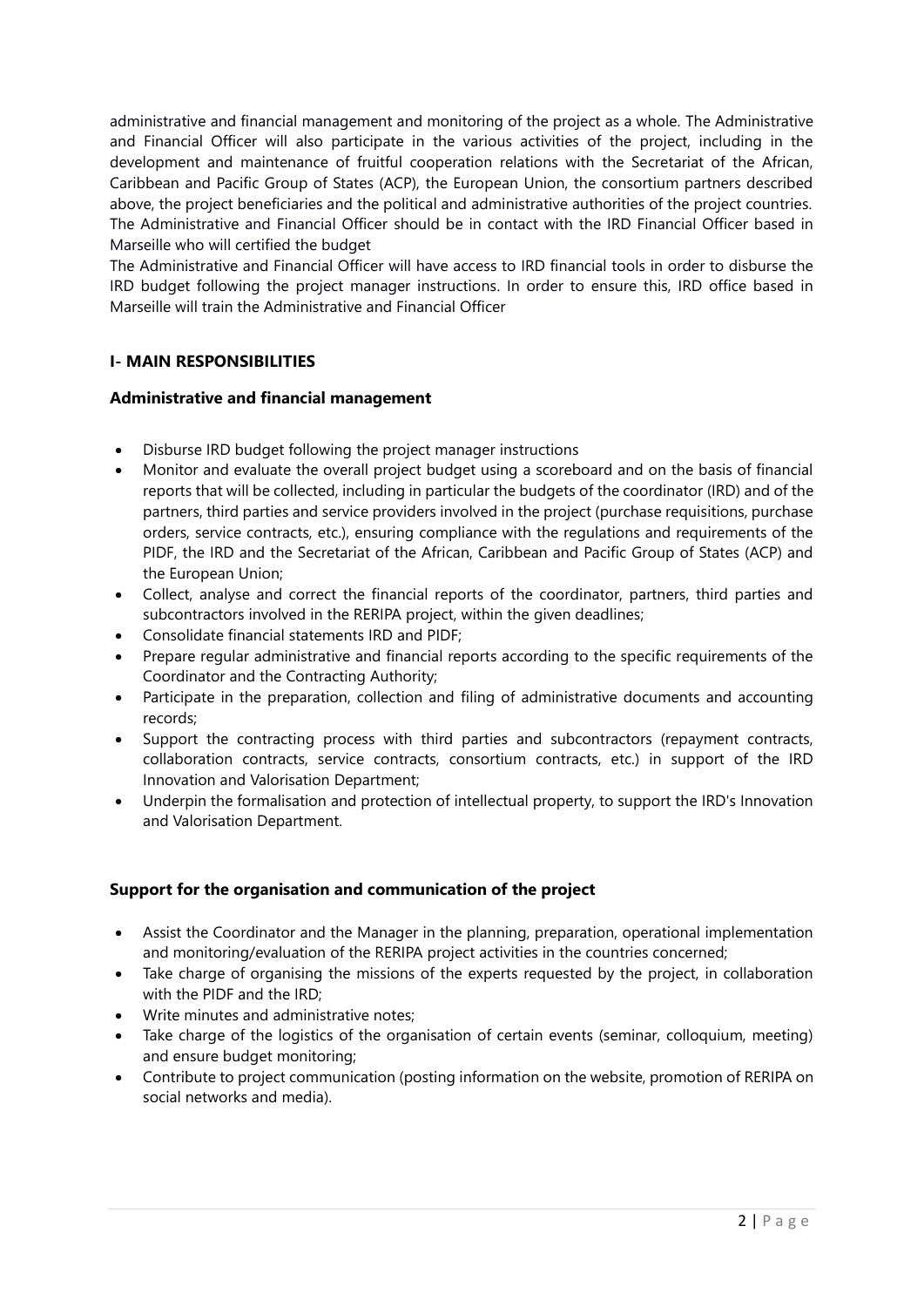administrative and financial management and monitoring of the project as a whole. The Administrative and Financial Officer will also participate in the various activities of the project, including in the development and maintenance of fruitful cooperation relations with the Secretariat of the African, Caribbean and Pacific Group of States (ACP), the European Union, the consortium partners described above, the project beneficiaries and the political and administrative authorities of the project countries. The Administrative and Financial Officer should be in contact with the IRD Financial Officer based in Marseille who will certified the budget

The Administrative and Financial Officer will have access to IRD financial tools in order to disburse the IRD budget following the project manager instructions. In order to ensure this, IRD office based in Marseille will train the Administrative and Financial Officer

## I- MAIN RESPONSIBILITIES

### Administrative and financial management

- Disburse IRD budget following the project manager instructions
- Monitor and evaluate the overall project budget using a scoreboard and on the basis of financial reports that will be collected, including in particular the budgets of the coordinator (IRD) and of the partners, third parties and service providers involved in the project (purchase requisitions, purchase orders, service contracts, etc.), ensuring compliance with the regulations and requirements of the PIDF, the IRD and the Secretariat of the African, Caribbean and Pacific Group of States (ACP) and the European Union;
- Collect, analyse and correct the financial reports of the coordinator, partners, third parties and subcontractors involved in the RERIPA project, within the given deadlines;
- Consolidate financial statements IRD and PIDF;
- Prepare regular administrative and financial reports according to the specific requirements of the Coordinator and the Contracting Authority;
- Participate in the preparation, collection and filing of administrative documents and accounting records;
- Support the contracting process with third parties and subcontractors (repayment contracts, collaboration contracts, service contracts, consortium contracts, etc.) in support of the IRD Innovation and Valorisation Department;
- Underpin the formalisation and protection of intellectual property, to support the IRD's Innovation and Valorisation Department.

### Support for the organisation and communication of the project

- Assist the Coordinator and the Manager in the planning, preparation, operational implementation and monitoring/evaluation of the RERIPA project activities in the countries concerned;
- Take charge of organising the missions of the experts requested by the project, in collaboration with the PIDF and the IRD;
- Write minutes and administrative notes;
- Take charge of the logistics of the organisation of certain events (seminar, colloquium, meeting) and ensure budget monitoring;
- Contribute to project communication (posting information on the website, promotion of RERIPA on social networks and media).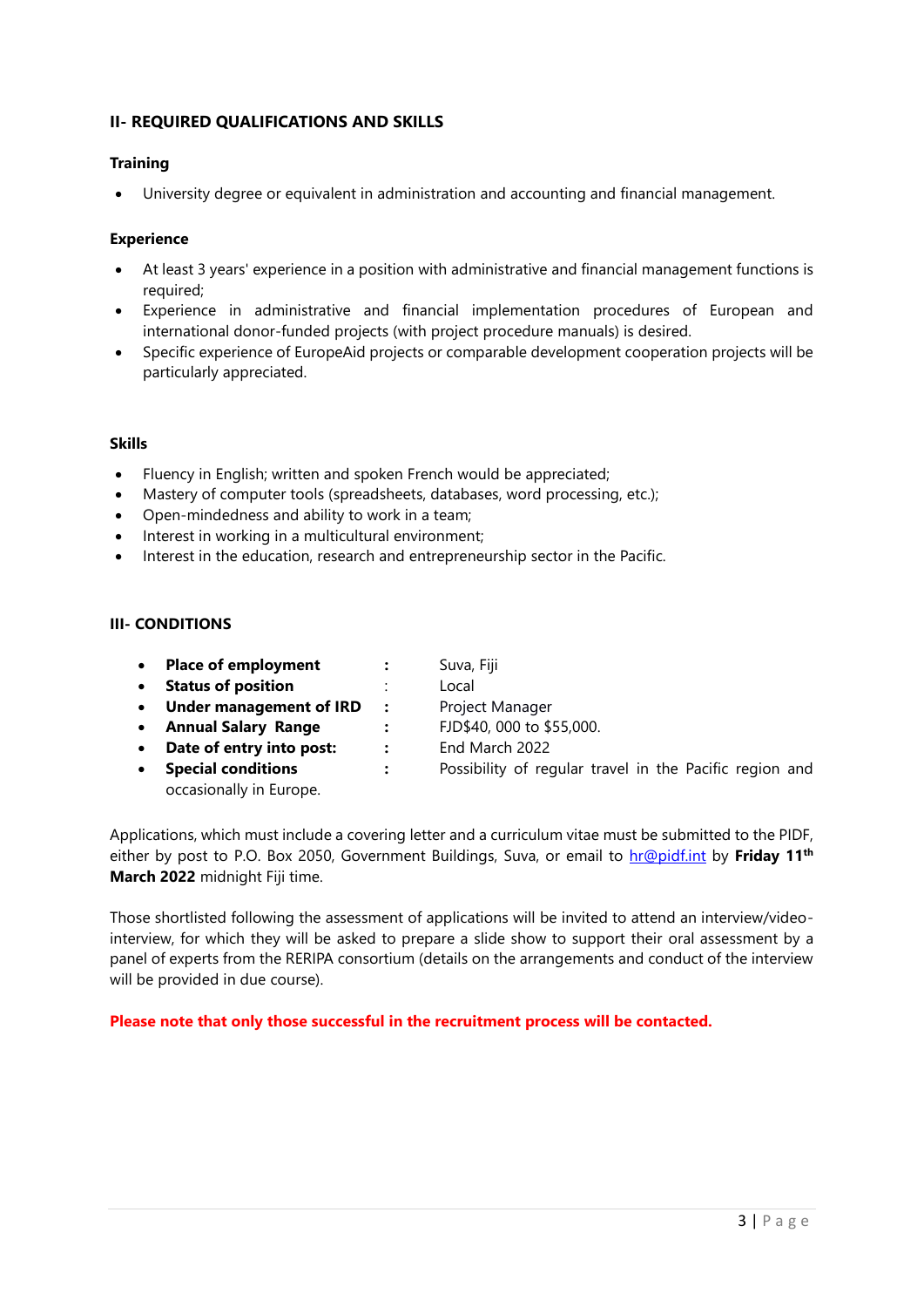## II- REQUIRED QUALIFICATIONS AND SKILLS

### Training

- University degree or equivalent in administration and accounting and financial management.

### Experience

- At least 3 years' experience in a position with administrative and financial management functions is required;
- Experience in administrative and financial implementation procedures of European and international donor-funded projects (with project procedure manuals) is desired.
- Specific experience of EuropeAid projects or comparable development cooperation projects will be particularly appreciated.

### Skills

- Fluency in English; written and spoken French would be appreciated;
- Mastery of computer tools (spreadsheets, databases, word processing, etc.);
- Open-mindedness and ability to work in a team;
- Interest in working in a multicultural environment;
- Interest in the education, research and entrepreneurship sector in the Pacific.

## III- CONDITIONS

- **Place of employment** : Suva, Fiji
- **Status of position** : Local
- **Under management of IRD** : Project Manager
- **Annual Salary Range** : FJD$40, 000 to $55,000.
- **Date of entry into post:** : End March 2022
- **Special conditions** : Possibility of regular travel in the Pacific region and occasionally in Europe.

Applications, which must include a covering letter and a curriculum vitae must be submitted to the PIDF, either by post to P.O. Box 2050, Government Buildings, Suva, or email to hr@pidf.int by **Friday 11th March 2022** midnight Fiji time.

Those shortlisted following the assessment of applications will be invited to attend an interview/video-interview, for which they will be asked to prepare a slide show to support their oral assessment by a panel of experts from the RERIPA consortium (details on the arrangements and conduct of the interview will be provided in due course).

**Please note that only those successful in the recruitment process will be contacted.**